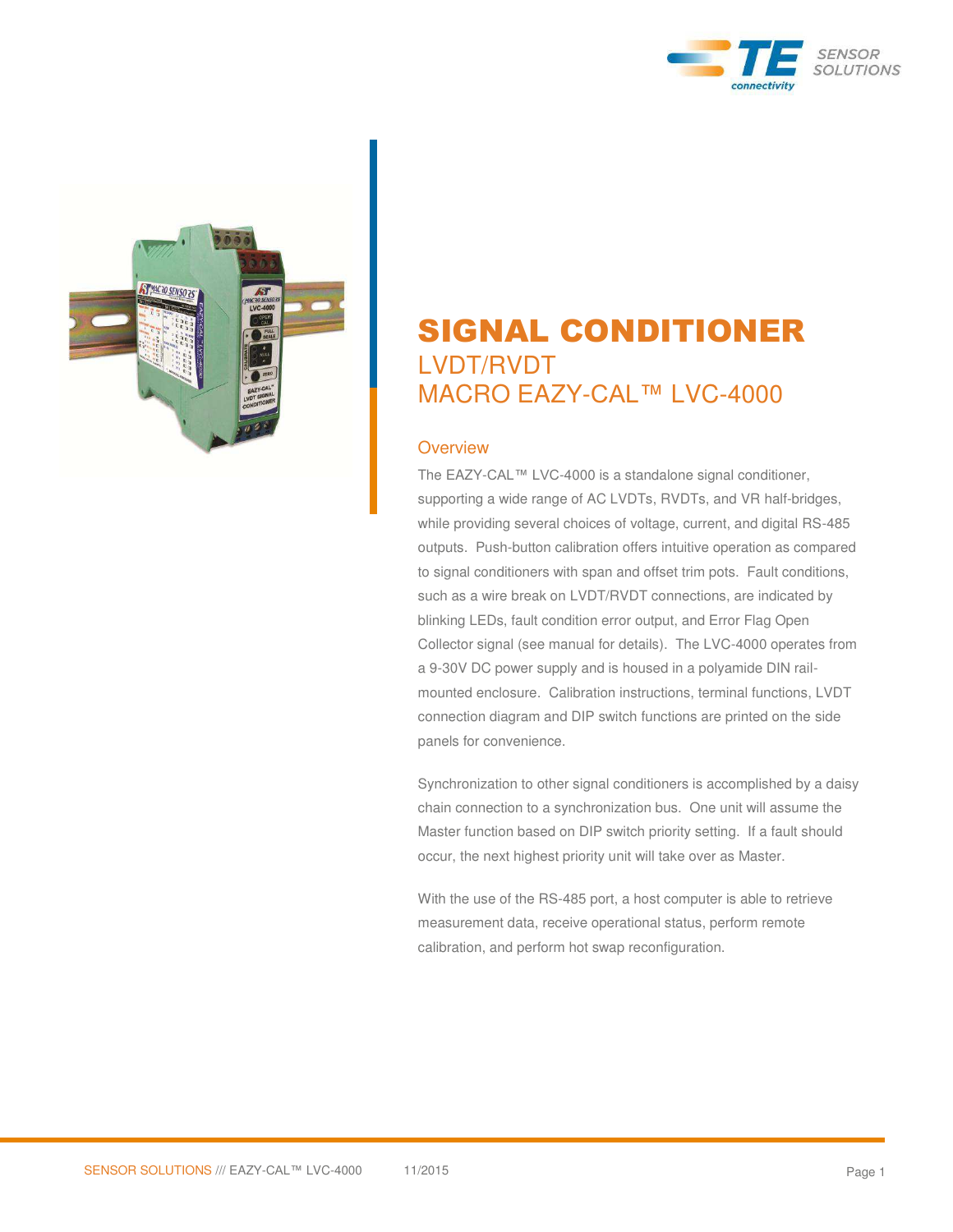# SIGNAL CONDITIONER

## LVDT/RVDT
## MACRO EAZY-CAL™ LVC-4000

### Overview

The EAZY-CAL™ LVC-4000 is a standalone signal conditioner, supporting a wide range of AC LVDTs, RVDTs, and VR half-bridges, while providing several choices of voltage, current, and digital RS-485 outputs. Push-button calibration offers intuitive operation as compared to signal conditioners with span and offset trim pots. Fault conditions, such as a wire break on LVDT/RVDT connections, are indicated by blinking LEDs, fault condition error output, and Error Flag Open Collector signal (see manual for details). The LVC-4000 operates from a 9-30V DC power supply and is housed in a polyamide DIN rail-mounted enclosure. Calibration instructions, terminal functions, LVDT connection diagram and DIP switch functions are printed on the side panels for convenience.

Synchronization to other signal conditioners is accomplished by a daisy chain connection to a synchronization bus. One unit will assume the Master function based on DIP switch priority setting. If a fault should occur, the next highest priority unit will take over as Master.

With the use of the RS-485 port, a host computer is able to retrieve measurement data, receive operational status, perform remote calibration, and perform hot swap reconfiguration.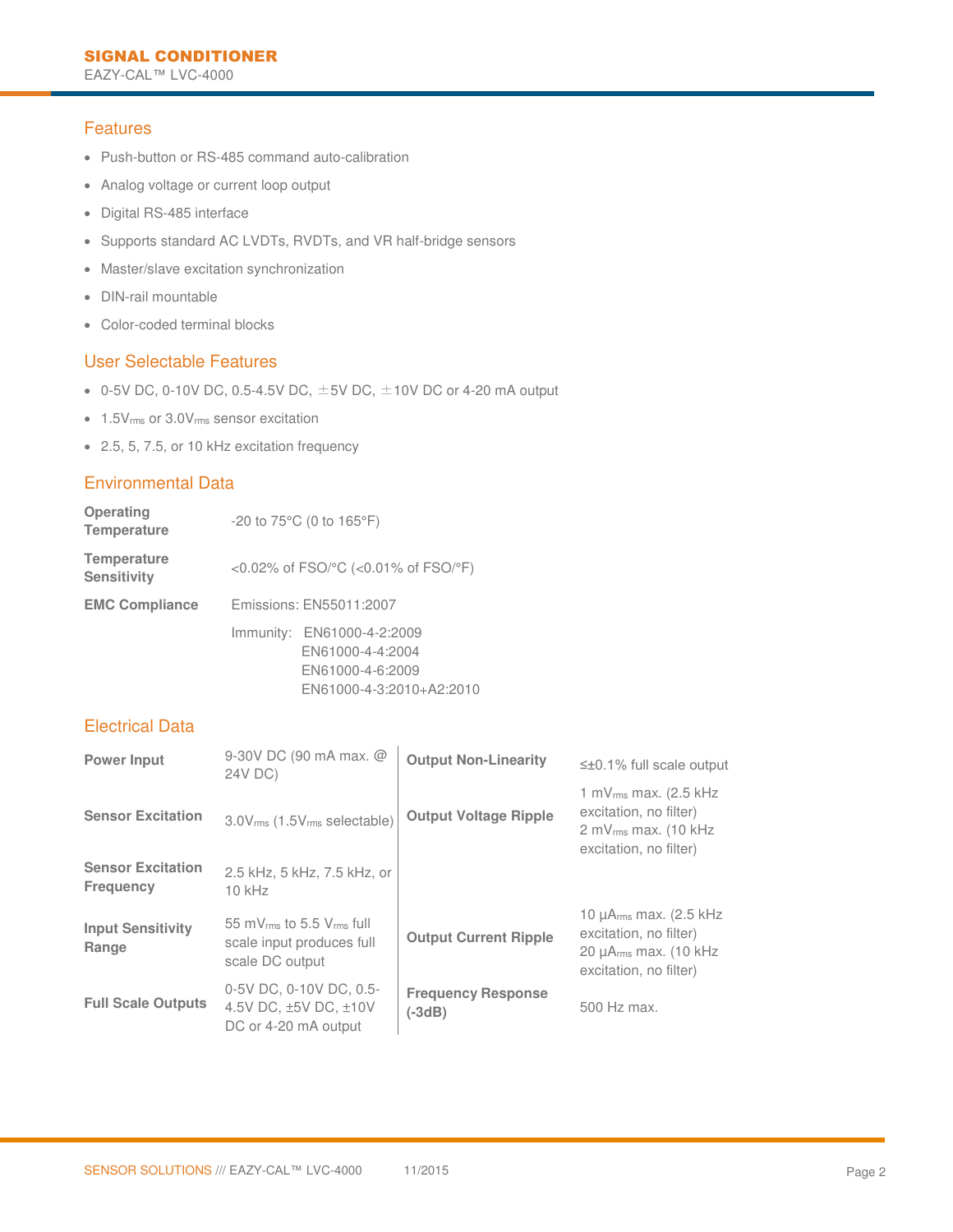## Features

- Push-button or RS-485 command auto-calibration
- Analog voltage or current loop output
- Digital RS-485 interface
- Supports standard AC LVDTs, RVDTs, and VR half-bridge sensors
- Master/slave excitation synchronization
- DIN-rail mountable
- Color-coded terminal blocks

## User Selectable Features

- 0-5V DC, 0-10V DC, 0.5-4.5V DC, ±5V DC, ±10V DC or 4-20 mA output
- 1.5$V_{rms}$ or 3.0$V_{rms}$ sensor excitation
- 2.5, 5, 7.5, or 10 kHz excitation frequency

## Environmental Data

| | |
|---|---|
| **Operating Temperature** | -20 to 75°C (0 to 165°F) |
| **Temperature Sensitivity** | <0.02% of FSO/°C (<0.01% of FSO/°F) |
| **EMC Compliance** | Emissions: EN55011:2007 |
| | Immunity: EN61000-4-2:2009<br>EN61000-4-4:2004<br>EN61000-4-6:2009<br>EN61000-4-3:2010+A2:2010 |

## Electrical Data

| | | | |
|---|---|---|---|
| **Power Input** | 9-30V DC (90 mA max. @ 24V DC) | **Output Non-Linearity** | ≤±0.1% full scale output |
| **Sensor Excitation** | 3.0$V_{rms}$ (1.5$V_{rms}$ selectable) | **Output Voltage Ripple** | 1 $mV_{rms}$ max. (2.5 kHz excitation, no filter)<br>2 $mV_{rms}$ max. (10 kHz excitation, no filter) |
| **Sensor Excitation Frequency** | 2.5 kHz, 5 kHz, 7.5 kHz, or 10 kHz | | |
| **Input Sensitivity Range** | 55 $mV_{rms}$ to 5.5 $V_{rms}$ full scale input produces full scale DC output | **Output Current Ripple** | 10 $\mu A_{rms}$ max. (2.5 kHz excitation, no filter)<br>20 $\mu A_{rms}$ max. (10 kHz excitation, no filter) |
| **Full Scale Outputs** | 0-5V DC, 0-10V DC, 0.5-4.5V DC, ±5V DC, ±10V DC or 4-20 mA output | **Frequency Response (-3dB)** | 500 Hz max. |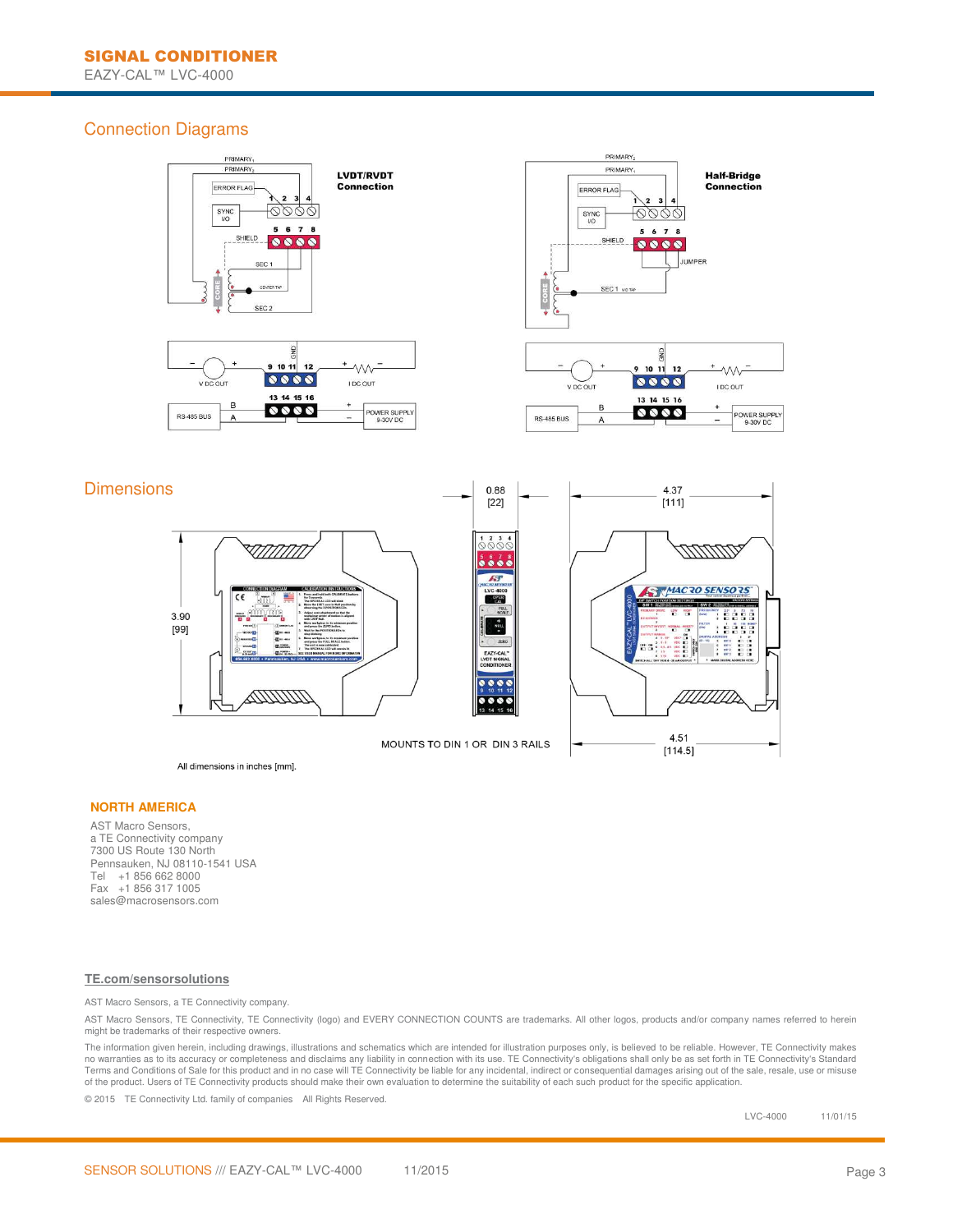## Connection Diagrams

LVDT/RVDT Connection

PRIMARY1
PRIMARY2
ERROR FLAG
SYNC I/O
SHIELD
SEC 1
CENTER TAP
SEC 2
CORE
1 2 3 4
5 6 7 8
GND
V DC OUT
9 10 11 12
I DC OUT
13 14 15 16
RS-485 BUS
B
A
POWER SUPPLY 9-30V DC

Half-Bridge Connection

PRIMARY2
PRIMARY1
ERROR FLAG
SYNC I/O
SHIELD
JUMPER
SEC 1 NO TAP
CORE
1 2 3 4
5 6 7 8
GND
V DC OUT
9 10 11 12
I DC OUT
13 14 15 16
RS-485 BUS
B
A
POWER SUPPLY 9-30V DC

## Dimensions

0.88 [22]

4.37 [111]

3.90 [99]

4.51 [114.5]

MOUNTS TO DIN 1 OR DIN 3 RAILS

All dimensions in inches [mm].

**NORTH AMERICA**

AST Macro Sensors,
a TE Connectivity company
7300 US Route 130 North
Pennsauken, NJ 08110-1541 USA
Tel +1 856 662 8000
Fax +1 856 317 1005
sales@macrosensors.com

**TE.com/sensorsolutions**

AST Macro Sensors, a TE Connectivity company.

AST Macro Sensors, TE Connectivity, TE Connectivity (logo) and EVERY CONNECTION COUNTS are trademarks. All other logos, products and/or company names referred to herein might be trademarks of their respective owners.

The information given herein, including drawings, illustrations and schematics which are intended for illustration purposes only, is believed to be reliable. However, TE Connectivity makes no warranties as to its accuracy or completeness and disclaims any liability in connection with its use. TE Connectivity's obligations shall only be as set forth in TE Connectivity's Standard Terms and Conditions of Sale for this product and in no case will TE Connectivity be liable for any incidental, indirect or consequential damages arising out of the sale, resale, use or misuse of the product. Users of TE Connectivity products should make their own evaluation to determine the suitability of each such product for the specific application.

© 2015 TE Connectivity Ltd. family of companies All Rights Reserved.

LVC-4000 11/01/15